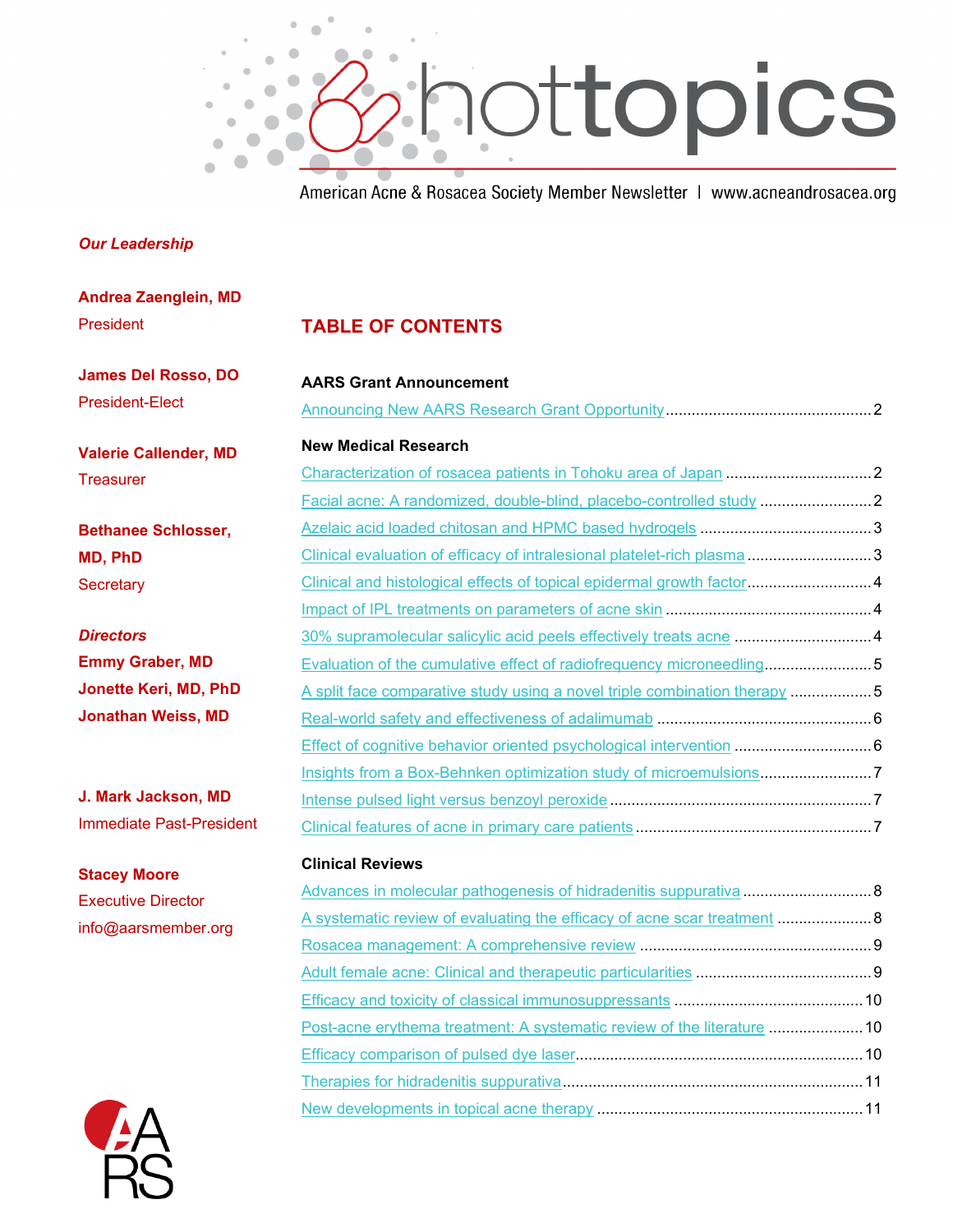# hottopics

American Acne & Rosacea Society Member Newsletter | www.acneandrosacea.org

***Our Leadership***

**Andrea Zaenglein, MD**
President

**James Del Rosso, DO**
President-Elect

**Valerie Callender, MD**
Treasurer

**Bethanee Schlosser, MD, PhD**
Secretary

***Directors***
**Emmy Graber, MD**
**Jonette Keri, MD, PhD**
**Jonathan Weiss, MD**

**J. Mark Jackson, MD**
Immediate Past-President

**Stacey Moore**
Executive Director
info@aarsmember.org

## TABLE OF CONTENTS

**AARS Grant Announcement**

- Announcing New AARS Research Grant Opportunity ........ 2

**New Medical Research**

- Characterization of rosacea patients in Tohoku area of Japan ........ 2
- Facial acne: A randomized, double-blind, placebo-controlled study ........ 2
- Azelaic acid loaded chitosan and HPMC based hydrogels ........ 3
- Clinical evaluation of efficacy of intralesional platelet-rich plasma ........ 3
- Clinical and histological effects of topical epidermal growth factor ........ 4
- Impact of IPL treatments on parameters of acne skin ........ 4
- 30% supramolecular salicylic acid peels effectively treats acne ........ 4
- Evaluation of the cumulative effect of radiofrequency microneedling ........ 5
- A split face comparative study using a novel triple combination therapy ........ 5
- Real-world safety and effectiveness of adalimumab ........ 6
- Effect of cognitive behavior oriented psychological intervention ........ 6
- Insights from a Box-Behnken optimization study of microemulsions ........ 7
- Intense pulsed light versus benzoyl peroxide ........ 7
- Clinical features of acne in primary care patients ........ 7

**Clinical Reviews**

- Advances in molecular pathogenesis of hidradenitis suppurativa ........ 8
- A systematic review of evaluating the efficacy of acne scar treatment ........ 8
- Rosacea management: A comprehensive review ........ 9
- Adult female acne: Clinical and therapeutic particularities ........ 9
- Efficacy and toxicity of classical immunosuppressants ........ 10
- Post-acne erythema treatment: A systematic review of the literature ........ 10
- Efficacy comparison of pulsed dye laser ........ 10
- Therapies for hidradenitis suppurativa ........ 11
- New developments in topical acne therapy ........ 11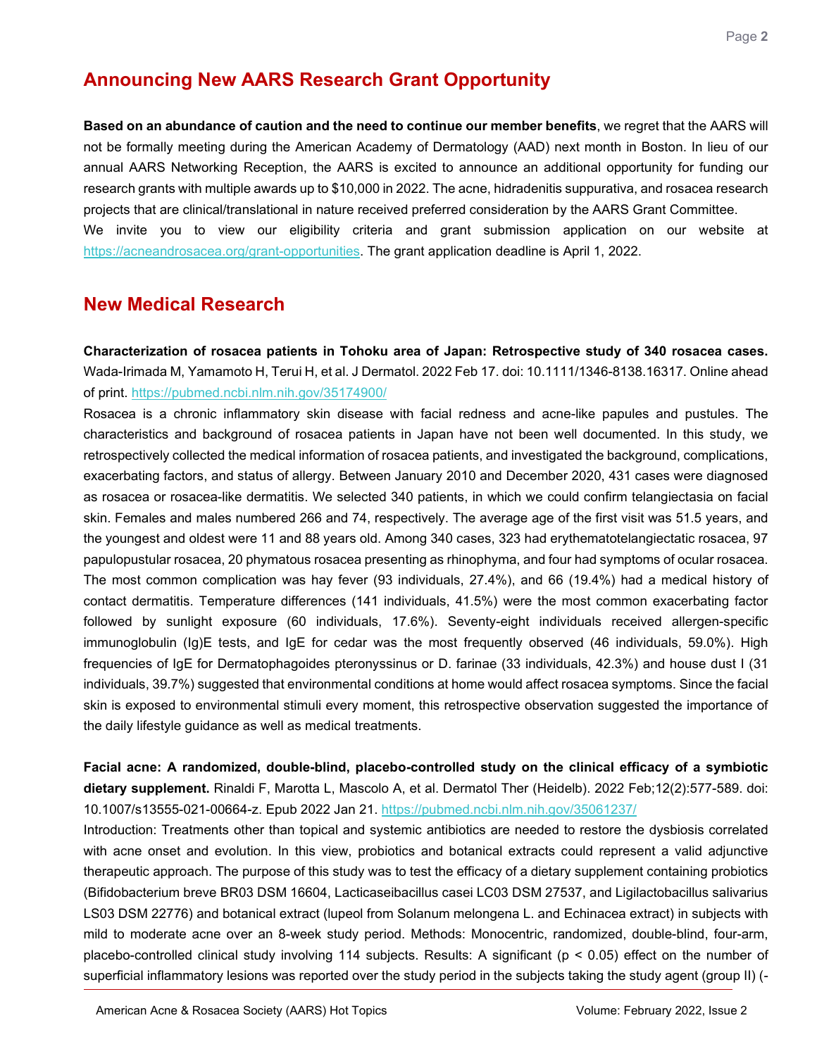## Announcing New AARS Research Grant Opportunity

**Based on an abundance of caution and the need to continue our member benefits**, we regret that the AARS will not be formally meeting during the American Academy of Dermatology (AAD) next month in Boston. In lieu of our annual AARS Networking Reception, the AARS is excited to announce an additional opportunity for funding our research grants with multiple awards up to $10,000 in 2022. The acne, hidradenitis suppurativa, and rosacea research projects that are clinical/translational in nature received preferred consideration by the AARS Grant Committee.
We invite you to view our eligibility criteria and grant submission application on our website at https://acneandrosacea.org/grant-opportunities. The grant application deadline is April 1, 2022.

## New Medical Research

**Characterization of rosacea patients in Tohoku area of Japan: Retrospective study of 340 rosacea cases.** Wada-Irimada M, Yamamoto H, Terui H, et al. J Dermatol. 2022 Feb 17. doi: 10.1111/1346-8138.16317. Online ahead of print. https://pubmed.ncbi.nlm.nih.gov/35174900/
Rosacea is a chronic inflammatory skin disease with facial redness and acne-like papules and pustules. The characteristics and background of rosacea patients in Japan have not been well documented. In this study, we retrospectively collected the medical information of rosacea patients, and investigated the background, complications, exacerbating factors, and status of allergy. Between January 2010 and December 2020, 431 cases were diagnosed as rosacea or rosacea-like dermatitis. We selected 340 patients, in which we could confirm telangiectasia on facial skin. Females and males numbered 266 and 74, respectively. The average age of the first visit was 51.5 years, and the youngest and oldest were 11 and 88 years old. Among 340 cases, 323 had erythematotelangiectatic rosacea, 97 papulopustular rosacea, 20 phymatous rosacea presenting as rhinophyma, and four had symptoms of ocular rosacea. The most common complication was hay fever (93 individuals, 27.4%), and 66 (19.4%) had a medical history of contact dermatitis. Temperature differences (141 individuals, 41.5%) were the most common exacerbating factor followed by sunlight exposure (60 individuals, 17.6%). Seventy-eight individuals received allergen-specific immunoglobulin (Ig)E tests, and IgE for cedar was the most frequently observed (46 individuals, 59.0%). High frequencies of IgE for Dermatophagoides pteronyssinus or D. farinae (33 individuals, 42.3%) and house dust I (31 individuals, 39.7%) suggested that environmental conditions at home would affect rosacea symptoms. Since the facial skin is exposed to environmental stimuli every moment, this retrospective observation suggested the importance of the daily lifestyle guidance as well as medical treatments.

**Facial acne: A randomized, double-blind, placebo-controlled study on the clinical efficacy of a symbiotic dietary supplement.** Rinaldi F, Marotta L, Mascolo A, et al. Dermatol Ther (Heidelb). 2022 Feb;12(2):577-589. doi: 10.1007/s13555-021-00664-z. Epub 2022 Jan 21. https://pubmed.ncbi.nlm.nih.gov/35061237/
Introduction: Treatments other than topical and systemic antibiotics are needed to restore the dysbiosis correlated with acne onset and evolution. In this view, probiotics and botanical extracts could represent a valid adjunctive therapeutic approach. The purpose of this study was to test the efficacy of a dietary supplement containing probiotics (Bifidobacterium breve BR03 DSM 16604, Lacticaseibacillus casei LC03 DSM 27537, and Ligilactobacillus salivarius LS03 DSM 22776) and botanical extract (lupeol from Solanum melongena L. and Echinacea extract) in subjects with mild to moderate acne over an 8-week study period. Methods: Monocentric, randomized, double-blind, four-arm, placebo-controlled clinical study involving 114 subjects. Results: A significant ($p < 0.05$) effect on the number of superficial inflammatory lesions was reported over the study period in the subjects taking the study agent (group II) (-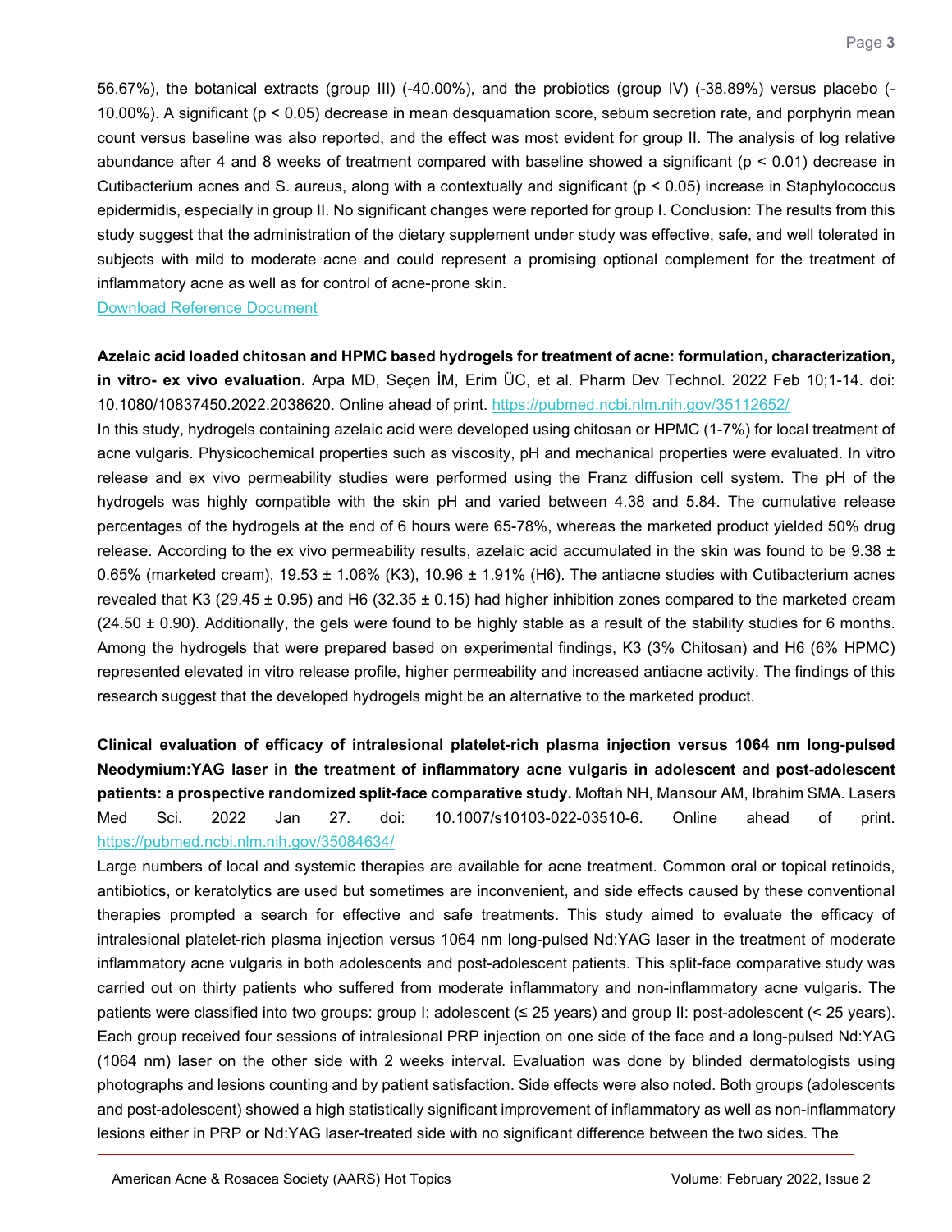56.67%), the botanical extracts (group III) (-40.00%), and the probiotics (group IV) (-38.89%) versus placebo (-10.00%). A significant ($p < 0.05$) decrease in mean desquamation score, sebum secretion rate, and porphyrin mean count versus baseline was also reported, and the effect was most evident for group II. The analysis of log relative abundance after 4 and 8 weeks of treatment compared with baseline showed a significant ($p < 0.01$) decrease in Cutibacterium acnes and S. aureus, along with a contextually and significant ($p < 0.05$) increase in Staphylococcus epidermidis, especially in group II. No significant changes were reported for group I. Conclusion: The results from this study suggest that the administration of the dietary supplement under study was effective, safe, and well tolerated in subjects with mild to moderate acne and could represent a promising optional complement for the treatment of inflammatory acne as well as for control of acne-prone skin.

Download Reference Document

**Azelaic acid loaded chitosan and HPMC based hydrogels for treatment of acne: formulation, characterization, in vitro- ex vivo evaluation.** Arpa MD, Seçen İM, Erim ÜC, et al. Pharm Dev Technol. 2022 Feb 10;1-14. doi: 10.1080/10837450.2022.2038620. Online ahead of print. https://pubmed.ncbi.nlm.nih.gov/35112652/

In this study, hydrogels containing azelaic acid were developed using chitosan or HPMC (1-7%) for local treatment of acne vulgaris. Physicochemical properties such as viscosity, pH and mechanical properties were evaluated. In vitro release and ex vivo permeability studies were performed using the Franz diffusion cell system. The pH of the hydrogels was highly compatible with the skin pH and varied between 4.38 and 5.84. The cumulative release percentages of the hydrogels at the end of 6 hours were 65-78%, whereas the marketed product yielded 50% drug release. According to the ex vivo permeability results, azelaic acid accumulated in the skin was found to be 9.38 ± 0.65% (marketed cream), 19.53 ± 1.06% (K3), 10.96 ± 1.91% (H6). The antiacne studies with Cutibacterium acnes revealed that K3 (29.45 ± 0.95) and H6 (32.35 ± 0.15) had higher inhibition zones compared to the marketed cream (24.50 ± 0.90). Additionally, the gels were found to be highly stable as a result of the stability studies for 6 months. Among the hydrogels that were prepared based on experimental findings, K3 (3% Chitosan) and H6 (6% HPMC) represented elevated in vitro release profile, higher permeability and increased antiacne activity. The findings of this research suggest that the developed hydrogels might be an alternative to the marketed product.

**Clinical evaluation of efficacy of intralesional platelet-rich plasma injection versus 1064 nm long-pulsed Neodymium:YAG laser in the treatment of inflammatory acne vulgaris in adolescent and post-adolescent patients: a prospective randomized split-face comparative study.** Moftah NH, Mansour AM, Ibrahim SMA. Lasers Med Sci. 2022 Jan 27. doi: 10.1007/s10103-022-03510-6. Online ahead of print. https://pubmed.ncbi.nlm.nih.gov/35084634/

Large numbers of local and systemic therapies are available for acne treatment. Common oral or topical retinoids, antibiotics, or keratolytics are used but sometimes are inconvenient, and side effects caused by these conventional therapies prompted a search for effective and safe treatments. This study aimed to evaluate the efficacy of intralesional platelet-rich plasma injection versus 1064 nm long-pulsed Nd:YAG laser in the treatment of moderate inflammatory acne vulgaris in both adolescents and post-adolescent patients. This split-face comparative study was carried out on thirty patients who suffered from moderate inflammatory and non-inflammatory acne vulgaris. The patients were classified into two groups: group I: adolescent (≤ 25 years) and group II: post-adolescent (< 25 years). Each group received four sessions of intralesional PRP injection on one side of the face and a long-pulsed Nd:YAG (1064 nm) laser on the other side with 2 weeks interval. Evaluation was done by blinded dermatologists using photographs and lesions counting and by patient satisfaction. Side effects were also noted. Both groups (adolescents and post-adolescent) showed a high statistically significant improvement of inflammatory as well as non-inflammatory lesions either in PRP or Nd:YAG laser-treated side with no significant difference between the two sides. The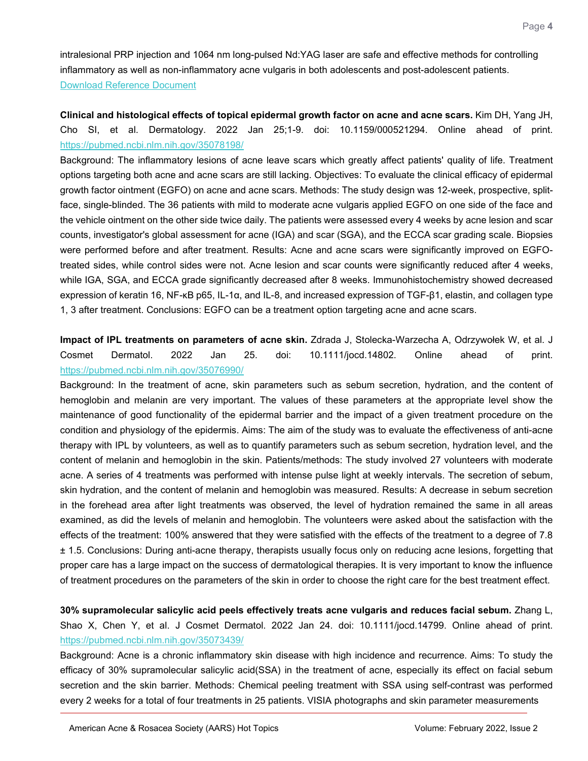intralesional PRP injection and 1064 nm long-pulsed Nd:YAG laser are safe and effective methods for controlling inflammatory as well as non-inflammatory acne vulgaris in both adolescents and post-adolescent patients.
Download Reference Document

**Clinical and histological effects of topical epidermal growth factor on acne and acne scars.** Kim DH, Yang JH, Cho SI, et al. Dermatology. 2022 Jan 25;1-9. doi: 10.1159/000521294. Online ahead of print. https://pubmed.ncbi.nlm.nih.gov/35078198/

Background: The inflammatory lesions of acne leave scars which greatly affect patients' quality of life. Treatment options targeting both acne and acne scars are still lacking. Objectives: To evaluate the clinical efficacy of epidermal growth factor ointment (EGFO) on acne and acne scars. Methods: The study design was 12-week, prospective, split-face, single-blinded. The 36 patients with mild to moderate acne vulgaris applied EGFO on one side of the face and the vehicle ointment on the other side twice daily. The patients were assessed every 4 weeks by acne lesion and scar counts, investigator's global assessment for acne (IGA) and scar (SGA), and the ECCA scar grading scale. Biopsies were performed before and after treatment. Results: Acne and acne scars were significantly improved on EGFO-treated sides, while control sides were not. Acne lesion and scar counts were significantly reduced after 4 weeks, while IGA, SGA, and ECCA grade significantly decreased after 8 weeks. Immunohistochemistry showed decreased expression of keratin 16, NF-κB p65, IL-1α, and IL-8, and increased expression of TGF-β1, elastin, and collagen type 1, 3 after treatment. Conclusions: EGFO can be a treatment option targeting acne and acne scars.

**Impact of IPL treatments on parameters of acne skin.** Zdrada J, Stolecka-Warzecha A, Odrzywołek W, et al. J Cosmet Dermatol. 2022 Jan 25. doi: 10.1111/jocd.14802. Online ahead of print. https://pubmed.ncbi.nlm.nih.gov/35076990/

Background: In the treatment of acne, skin parameters such as sebum secretion, hydration, and the content of hemoglobin and melanin are very important. The values of these parameters at the appropriate level show the maintenance of good functionality of the epidermal barrier and the impact of a given treatment procedure on the condition and physiology of the epidermis. Aims: The aim of the study was to evaluate the effectiveness of anti-acne therapy with IPL by volunteers, as well as to quantify parameters such as sebum secretion, hydration level, and the content of melanin and hemoglobin in the skin. Patients/methods: The study involved 27 volunteers with moderate acne. A series of 4 treatments was performed with intense pulse light at weekly intervals. The secretion of sebum, skin hydration, and the content of melanin and hemoglobin was measured. Results: A decrease in sebum secretion in the forehead area after light treatments was observed, the level of hydration remained the same in all areas examined, as did the levels of melanin and hemoglobin. The volunteers were asked about the satisfaction with the effects of the treatment: 100% answered that they were satisfied with the effects of the treatment to a degree of 7.8 ± 1.5. Conclusions: During anti-acne therapy, therapists usually focus only on reducing acne lesions, forgetting that proper care has a large impact on the success of dermatological therapies. It is very important to know the influence of treatment procedures on the parameters of the skin in order to choose the right care for the best treatment effect.

**30% supramolecular salicylic acid peels effectively treats acne vulgaris and reduces facial sebum.** Zhang L, Shao X, Chen Y, et al. J Cosmet Dermatol. 2022 Jan 24. doi: 10.1111/jocd.14799. Online ahead of print. https://pubmed.ncbi.nlm.nih.gov/35073439/

Background: Acne is a chronic inflammatory skin disease with high incidence and recurrence. Aims: To study the efficacy of 30% supramolecular salicylic acid(SSA) in the treatment of acne, especially its effect on facial sebum secretion and the skin barrier. Methods: Chemical peeling treatment with SSA using self-contrast was performed every 2 weeks for a total of four treatments in 25 patients. VISIA photographs and skin parameter measurements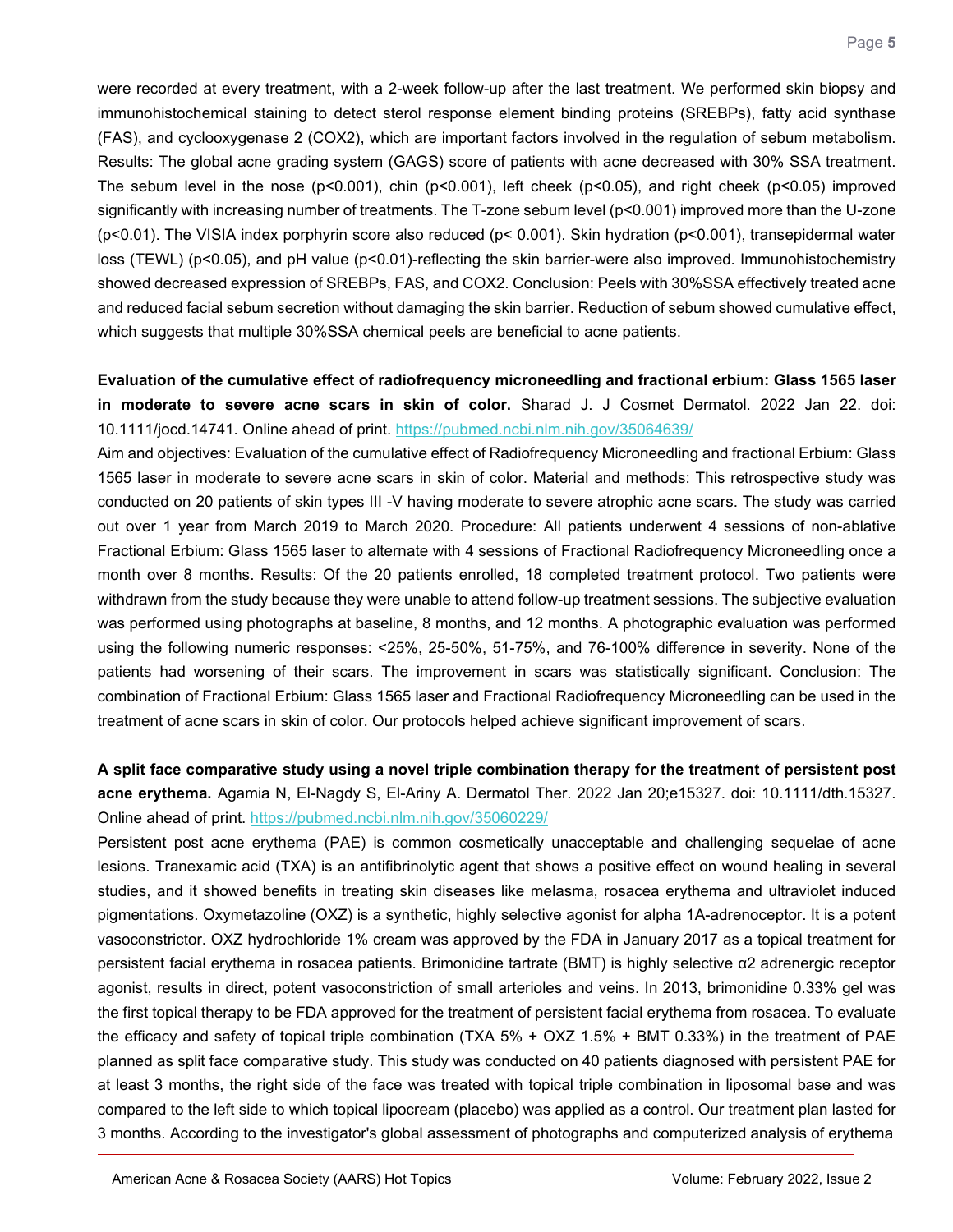were recorded at every treatment, with a 2-week follow-up after the last treatment. We performed skin biopsy and immunohistochemical staining to detect sterol response element binding proteins (SREBPs), fatty acid synthase (FAS), and cyclooxygenase 2 (COX2), which are important factors involved in the regulation of sebum metabolism. Results: The global acne grading system (GAGS) score of patients with acne decreased with 30% SSA treatment. The sebum level in the nose ($p<0.001$), chin ($p<0.001$), left cheek ($p<0.05$), and right cheek ($p<0.05$) improved significantly with increasing number of treatments. The T-zone sebum level ($p<0.001$) improved more than the U-zone ($p<0.01$). The VISIA index porphyrin score also reduced ($p< 0.001$). Skin hydration ($p<0.001$), transepidermal water loss (TEWL) ($p<0.05$), and pH value ($p<0.01$)-reflecting the skin barrier-were also improved. Immunohistochemistry showed decreased expression of SREBPs, FAS, and COX2. Conclusion: Peels with 30%SSA effectively treated acne and reduced facial sebum secretion without damaging the skin barrier. Reduction of sebum showed cumulative effect, which suggests that multiple 30%SSA chemical peels are beneficial to acne patients.

**Evaluation of the cumulative effect of radiofrequency microneedling and fractional erbium: Glass 1565 laser in moderate to severe acne scars in skin of color.** Sharad J. J Cosmet Dermatol. 2022 Jan 22. doi: 10.1111/jocd.14741. Online ahead of print. https://pubmed.ncbi.nlm.nih.gov/35064639/

Aim and objectives: Evaluation of the cumulative effect of Radiofrequency Microneedling and fractional Erbium: Glass 1565 laser in moderate to severe acne scars in skin of color. Material and methods: This retrospective study was conducted on 20 patients of skin types III -V having moderate to severe atrophic acne scars. The study was carried out over 1 year from March 2019 to March 2020. Procedure: All patients underwent 4 sessions of non-ablative Fractional Erbium: Glass 1565 laser to alternate with 4 sessions of Fractional Radiofrequency Microneedling once a month over 8 months. Results: Of the 20 patients enrolled, 18 completed treatment protocol. Two patients were withdrawn from the study because they were unable to attend follow-up treatment sessions. The subjective evaluation was performed using photographs at baseline, 8 months, and 12 months. A photographic evaluation was performed using the following numeric responses: <25%, 25-50%, 51-75%, and 76-100% difference in severity. None of the patients had worsening of their scars. The improvement in scars was statistically significant. Conclusion: The combination of Fractional Erbium: Glass 1565 laser and Fractional Radiofrequency Microneedling can be used in the treatment of acne scars in skin of color. Our protocols helped achieve significant improvement of scars.

**A split face comparative study using a novel triple combination therapy for the treatment of persistent post acne erythema.** Agamia N, El-Nagdy S, El-Ariny A. Dermatol Ther. 2022 Jan 20;e15327. doi: 10.1111/dth.15327. Online ahead of print. https://pubmed.ncbi.nlm.nih.gov/35060229/

Persistent post acne erythema (PAE) is common cosmetically unacceptable and challenging sequelae of acne lesions. Tranexamic acid (TXA) is an antifibrinolytic agent that shows a positive effect on wound healing in several studies, and it showed benefits in treating skin diseases like melasma, rosacea erythema and ultraviolet induced pigmentations. Oxymetazoline (OXZ) is a synthetic, highly selective agonist for alpha 1A-adrenoceptor. It is a potent vasoconstrictor. OXZ hydrochloride 1% cream was approved by the FDA in January 2017 as a topical treatment for persistent facial erythema in rosacea patients. Brimonidine tartrate (BMT) is highly selective α2 adrenergic receptor agonist, results in direct, potent vasoconstriction of small arterioles and veins. In 2013, brimonidine 0.33% gel was the first topical therapy to be FDA approved for the treatment of persistent facial erythema from rosacea. To evaluate the efficacy and safety of topical triple combination (TXA 5% + OXZ 1.5% + BMT 0.33%) in the treatment of PAE planned as split face comparative study. This study was conducted on 40 patients diagnosed with persistent PAE for at least 3 months, the right side of the face was treated with topical triple combination in liposomal base and was compared to the left side to which topical lipocream (placebo) was applied as a control. Our treatment plan lasted for 3 months. According to the investigator's global assessment of photographs and computerized analysis of erythema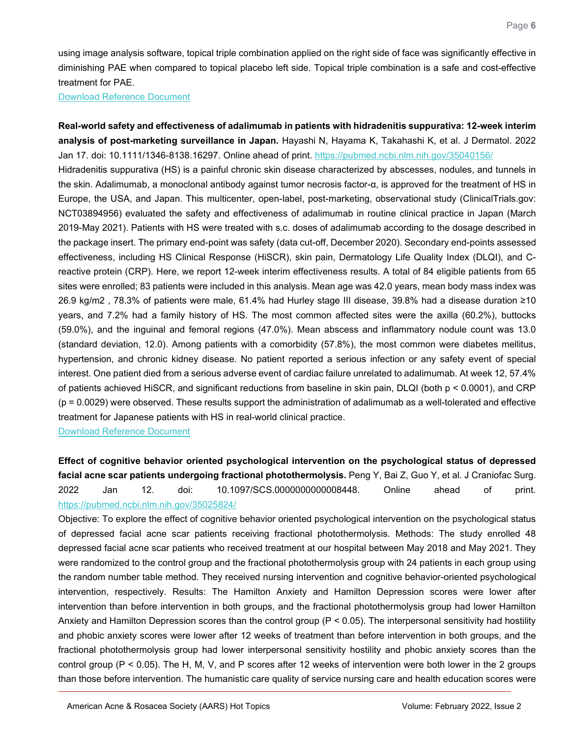using image analysis software, topical triple combination applied on the right side of face was significantly effective in diminishing PAE when compared to topical placebo left side. Topical triple combination is a safe and cost-effective treatment for PAE.

[Download Reference Document]

**Real-world safety and effectiveness of adalimumab in patients with hidradenitis suppurativa: 12-week interim analysis of post-marketing surveillance in Japan.** Hayashi N, Hayama K, Takahashi K, et al. J Dermatol. 2022 Jan 17. doi: 10.1111/1346-8138.16297. Online ahead of print. https://pubmed.ncbi.nlm.nih.gov/35040156/

Hidradenitis suppurativa (HS) is a painful chronic skin disease characterized by abscesses, nodules, and tunnels in the skin. Adalimumab, a monoclonal antibody against tumor necrosis factor-α, is approved for the treatment of HS in Europe, the USA, and Japan. This multicenter, open-label, post-marketing, observational study (ClinicalTrials.gov: NCT03894956) evaluated the safety and effectiveness of adalimumab in routine clinical practice in Japan (March 2019-May 2021). Patients with HS were treated with s.c. doses of adalimumab according to the dosage described in the package insert. The primary end-point was safety (data cut-off, December 2020). Secondary end-points assessed effectiveness, including HS Clinical Response (HiSCR), skin pain, Dermatology Life Quality Index (DLQI), and C-reactive protein (CRP). Here, we report 12-week interim effectiveness results. A total of 84 eligible patients from 65 sites were enrolled; 83 patients were included in this analysis. Mean age was 42.0 years, mean body mass index was 26.9 kg/m2 , 78.3% of patients were male, 61.4% had Hurley stage III disease, 39.8% had a disease duration ≥10 years, and 7.2% had a family history of HS. The most common affected sites were the axilla (60.2%), buttocks (59.0%), and the inguinal and femoral regions (47.0%). Mean abscess and inflammatory nodule count was 13.0 (standard deviation, 12.0). Among patients with a comorbidity (57.8%), the most common were diabetes mellitus, hypertension, and chronic kidney disease. No patient reported a serious infection or any safety event of special interest. One patient died from a serious adverse event of cardiac failure unrelated to adalimumab. At week 12, 57.4% of patients achieved HiSCR, and significant reductions from baseline in skin pain, DLQI (both $p < 0.0001$), and CRP ($p = 0.0029$) were observed. These results support the administration of adalimumab as a well-tolerated and effective treatment for Japanese patients with HS in real-world clinical practice.

[Download Reference Document]

**Effect of cognitive behavior oriented psychological intervention on the psychological status of depressed facial acne scar patients undergoing fractional photothermolysis.** Peng Y, Bai Z, Guo Y, et al. J Craniofac Surg. 2022 Jan 12. doi: 10.1097/SCS.0000000000008448. Online ahead of print. https://pubmed.ncbi.nlm.nih.gov/35025824/

Objective: To explore the effect of cognitive behavior oriented psychological intervention on the psychological status of depressed facial acne scar patients receiving fractional photothermolysis. Methods: The study enrolled 48 depressed facial acne scar patients who received treatment at our hospital between May 2018 and May 2021. They were randomized to the control group and the fractional photothermolysis group with 24 patients in each group using the random number table method. They received nursing intervention and cognitive behavior-oriented psychological intervention, respectively. Results: The Hamilton Anxiety and Hamilton Depression scores were lower after intervention than before intervention in both groups, and the fractional photothermolysis group had lower Hamilton Anxiety and Hamilton Depression scores than the control group ($P < 0.05$). The interpersonal sensitivity had hostility and phobic anxiety scores were lower after 12 weeks of treatment than before intervention in both groups, and the fractional photothermolysis group had lower interpersonal sensitivity hostility and phobic anxiety scores than the control group ($P < 0.05$). The H, M, V, and P scores after 12 weeks of intervention were both lower in the 2 groups than those before intervention. The humanistic care quality of service nursing care and health education scores were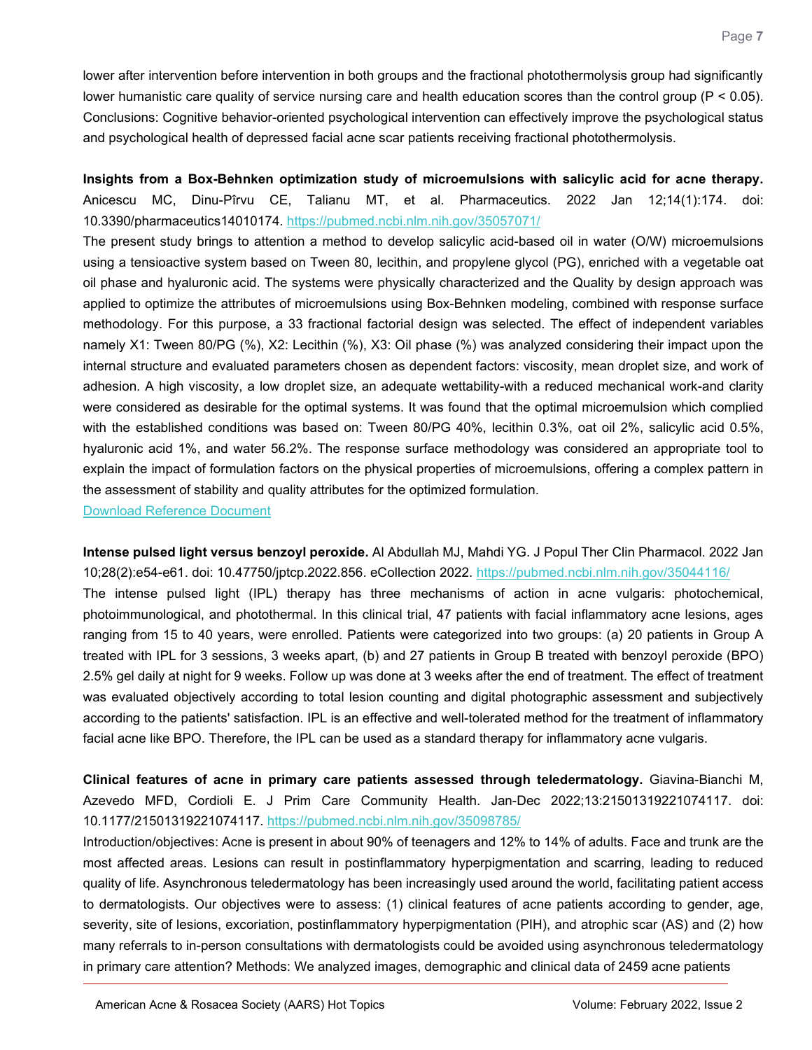lower after intervention before intervention in both groups and the fractional photothermolysis group had significantly lower humanistic care quality of service nursing care and health education scores than the control group ($P < 0.05$). Conclusions: Cognitive behavior-oriented psychological intervention can effectively improve the psychological status and psychological health of depressed facial acne scar patients receiving fractional photothermolysis.

**Insights from a Box-Behnken optimization study of microemulsions with salicylic acid for acne therapy.** Anicescu MC, Dinu-Pîrvu CE, Talianu MT, et al. Pharmaceutics. 2022 Jan 12;14(1):174. doi: 10.3390/pharmaceutics14010174. https://pubmed.ncbi.nlm.nih.gov/35057071/

The present study brings to attention a method to develop salicylic acid-based oil in water (O/W) microemulsions using a tensioactive system based on Tween 80, lecithin, and propylene glycol (PG), enriched with a vegetable oat oil phase and hyaluronic acid. The systems were physically characterized and the Quality by design approach was applied to optimize the attributes of microemulsions using Box-Behnken modeling, combined with response surface methodology. For this purpose, a 33 fractional factorial design was selected. The effect of independent variables namely X1: Tween 80/PG (%), X2: Lecithin (%), X3: Oil phase (%) was analyzed considering their impact upon the internal structure and evaluated parameters chosen as dependent factors: viscosity, mean droplet size, and work of adhesion. A high viscosity, a low droplet size, an adequate wettability-with a reduced mechanical work-and clarity were considered as desirable for the optimal systems. It was found that the optimal microemulsion which complied with the established conditions was based on: Tween 80/PG 40%, lecithin 0.3%, oat oil 2%, salicylic acid 0.5%, hyaluronic acid 1%, and water 56.2%. The response surface methodology was considered an appropriate tool to explain the impact of formulation factors on the physical properties of microemulsions, offering a complex pattern in the assessment of stability and quality attributes for the optimized formulation.

Download Reference Document

**Intense pulsed light versus benzoyl peroxide.** Al Abdullah MJ, Mahdi YG. J Popul Ther Clin Pharmacol. 2022 Jan 10;28(2):e54-e61. doi: 10.47750/jptcp.2022.856. eCollection 2022. https://pubmed.ncbi.nlm.nih.gov/35044116/

The intense pulsed light (IPL) therapy has three mechanisms of action in acne vulgaris: photochemical, photoimmunological, and photothermal. In this clinical trial, 47 patients with facial inflammatory acne lesions, ages ranging from 15 to 40 years, were enrolled. Patients were categorized into two groups: (a) 20 patients in Group A treated with IPL for 3 sessions, 3 weeks apart, (b) and 27 patients in Group B treated with benzoyl peroxide (BPO) 2.5% gel daily at night for 9 weeks. Follow up was done at 3 weeks after the end of treatment. The effect of treatment was evaluated objectively according to total lesion counting and digital photographic assessment and subjectively according to the patients' satisfaction. IPL is an effective and well-tolerated method for the treatment of inflammatory facial acne like BPO. Therefore, the IPL can be used as a standard therapy for inflammatory acne vulgaris.

**Clinical features of acne in primary care patients assessed through teledermatology.** Giavina-Bianchi M, Azevedo MFD, Cordioli E. J Prim Care Community Health. Jan-Dec 2022;13:21501319221074117. doi: 10.1177/21501319221074117. https://pubmed.ncbi.nlm.nih.gov/35098785/

Introduction/objectives: Acne is present in about 90% of teenagers and 12% to 14% of adults. Face and trunk are the most affected areas. Lesions can result in postinflammatory hyperpigmentation and scarring, leading to reduced quality of life. Asynchronous teledermatology has been increasingly used around the world, facilitating patient access to dermatologists. Our objectives were to assess: (1) clinical features of acne patients according to gender, age, severity, site of lesions, excoriation, postinflammatory hyperpigmentation (PIH), and atrophic scar (AS) and (2) how many referrals to in-person consultations with dermatologists could be avoided using asynchronous teledermatology in primary care attention? Methods: We analyzed images, demographic and clinical data of 2459 acne patients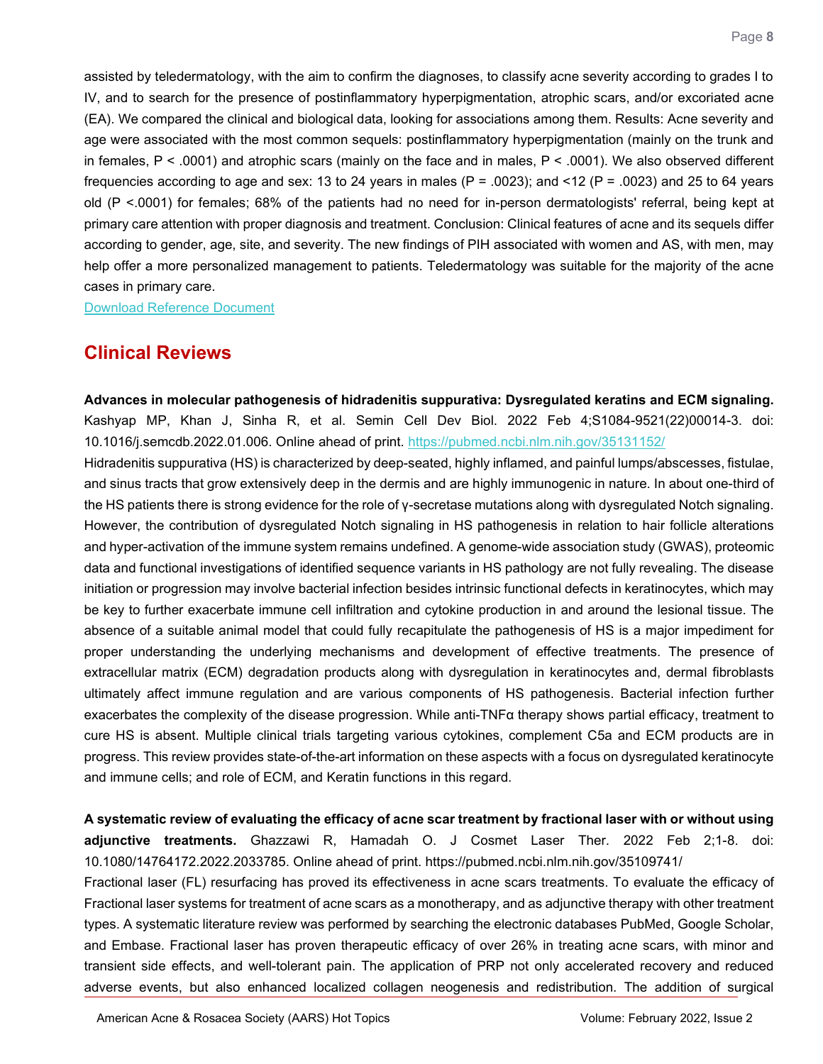assisted by teledermatology, with the aim to confirm the diagnoses, to classify acne severity according to grades I to IV, and to search for the presence of postinflammatory hyperpigmentation, atrophic scars, and/or excoriated acne (EA). We compared the clinical and biological data, looking for associations among them. Results: Acne severity and age were associated with the most common sequels: postinflammatory hyperpigmentation (mainly on the trunk and in females, $P < .0001$) and atrophic scars (mainly on the face and in males, $P < .0001$). We also observed different frequencies according to age and sex: 13 to 24 years in males ($P = .0023$); and <12 ($P = .0023$) and 25 to 64 years old ($P < .0001$) for females; 68% of the patients had no need for in-person dermatologists' referral, being kept at primary care attention with proper diagnosis and treatment. Conclusion: Clinical features of acne and its sequels differ according to gender, age, site, and severity. The new findings of PIH associated with women and AS, with men, may help offer a more personalized management to patients. Teledermatology was suitable for the majority of the acne cases in primary care.

[Download Reference Document]()

## Clinical Reviews

**Advances in molecular pathogenesis of hidradenitis suppurativa: Dysregulated keratins and ECM signaling.** Kashyap MP, Khan J, Sinha R, et al. Semin Cell Dev Biol. 2022 Feb 4;S1084-9521(22)00014-3. doi: 10.1016/j.semcdb.2022.01.006. Online ahead of print. https://pubmed.ncbi.nlm.nih.gov/35131152/

Hidradenitis suppurativa (HS) is characterized by deep-seated, highly inflamed, and painful lumps/abscesses, fistulae, and sinus tracts that grow extensively deep in the dermis and are highly immunogenic in nature. In about one-third of the HS patients there is strong evidence for the role of γ-secretase mutations along with dysregulated Notch signaling. However, the contribution of dysregulated Notch signaling in HS pathogenesis in relation to hair follicle alterations and hyper-activation of the immune system remains undefined. A genome-wide association study (GWAS), proteomic data and functional investigations of identified sequence variants in HS pathology are not fully revealing. The disease initiation or progression may involve bacterial infection besides intrinsic functional defects in keratinocytes, which may be key to further exacerbate immune cell infiltration and cytokine production in and around the lesional tissue. The absence of a suitable animal model that could fully recapitulate the pathogenesis of HS is a major impediment for proper understanding the underlying mechanisms and development of effective treatments. The presence of extracellular matrix (ECM) degradation products along with dysregulation in keratinocytes and, dermal fibroblasts ultimately affect immune regulation and are various components of HS pathogenesis. Bacterial infection further exacerbates the complexity of the disease progression. While anti-TNFα therapy shows partial efficacy, treatment to cure HS is absent. Multiple clinical trials targeting various cytokines, complement C5a and ECM products are in progress. This review provides state-of-the-art information on these aspects with a focus on dysregulated keratinocyte and immune cells; and role of ECM, and Keratin functions in this regard.

**A systematic review of evaluating the efficacy of acne scar treatment by fractional laser with or without using adjunctive treatments.** Ghazzawi R, Hamadah O. J Cosmet Laser Ther. 2022 Feb 2;1-8. doi: 10.1080/14764172.2022.2033785. Online ahead of print. https://pubmed.ncbi.nlm.nih.gov/35109741/

Fractional laser (FL) resurfacing has proved its effectiveness in acne scars treatments. To evaluate the efficacy of Fractional laser systems for treatment of acne scars as a monotherapy, and as adjunctive therapy with other treatment types. A systematic literature review was performed by searching the electronic databases PubMed, Google Scholar, and Embase. Fractional laser has proven therapeutic efficacy of over 26% in treating acne scars, with minor and transient side effects, and well-tolerant pain. The application of PRP not only accelerated recovery and reduced adverse events, but also enhanced localized collagen neogenesis and redistribution. The addition of surgical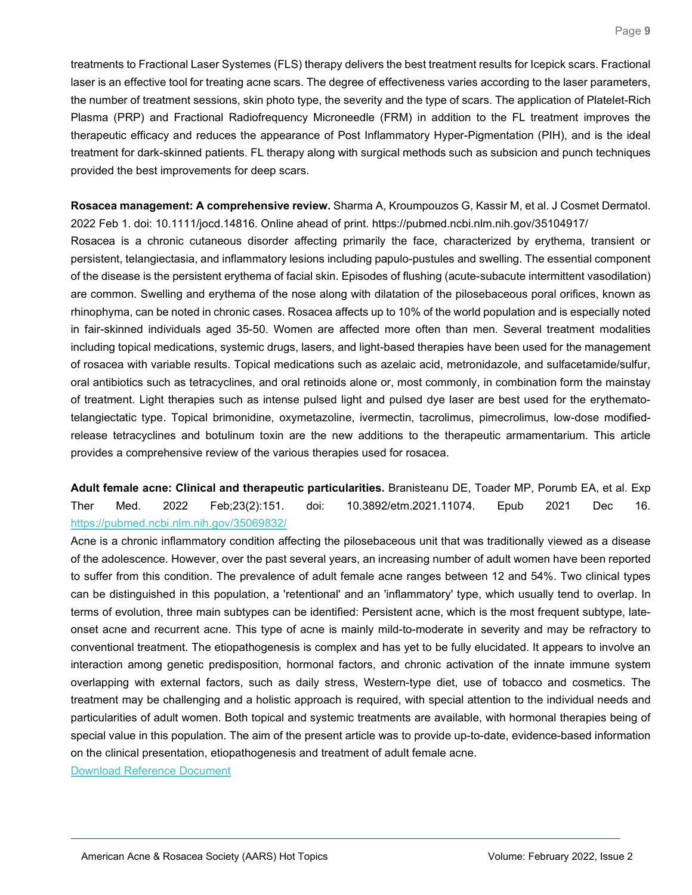treatments to Fractional Laser Systemes (FLS) therapy delivers the best treatment results for Icepick scars. Fractional laser is an effective tool for treating acne scars. The degree of effectiveness varies according to the laser parameters, the number of treatment sessions, skin photo type, the severity and the type of scars. The application of Platelet-Rich Plasma (PRP) and Fractional Radiofrequency Microneedle (FRM) in addition to the FL treatment improves the therapeutic efficacy and reduces the appearance of Post Inflammatory Hyper-Pigmentation (PIH), and is the ideal treatment for dark-skinned patients. FL therapy along with surgical methods such as subsicion and punch techniques provided the best improvements for deep scars.

**Rosacea management: A comprehensive review.** Sharma A, Kroumpouzos G, Kassir M, et al. J Cosmet Dermatol. 2022 Feb 1. doi: 10.1111/jocd.14816. Online ahead of print. https://pubmed.ncbi.nlm.nih.gov/35104917/

Rosacea is a chronic cutaneous disorder affecting primarily the face, characterized by erythema, transient or persistent, telangiectasia, and inflammatory lesions including papulo-pustules and swelling. The essential component of the disease is the persistent erythema of facial skin. Episodes of flushing (acute-subacute intermittent vasodilation) are common. Swelling and erythema of the nose along with dilatation of the pilosebaceous poral orifices, known as rhinophyma, can be noted in chronic cases. Rosacea affects up to 10% of the world population and is especially noted in fair-skinned individuals aged 35-50. Women are affected more often than men. Several treatment modalities including topical medications, systemic drugs, lasers, and light-based therapies have been used for the management of rosacea with variable results. Topical medications such as azelaic acid, metronidazole, and sulfacetamide/sulfur, oral antibiotics such as tetracyclines, and oral retinoids alone or, most commonly, in combination form the mainstay of treatment. Light therapies such as intense pulsed light and pulsed dye laser are best used for the erythemato-telangiectatic type. Topical brimonidine, oxymetazoline, ivermectin, tacrolimus, pimecrolimus, low-dose modified-release tetracyclines and botulinum toxin are the new additions to the therapeutic armamentarium. This article provides a comprehensive review of the various therapies used for rosacea.

**Adult female acne: Clinical and therapeutic particularities.** Branisteanu DE, Toader MP, Porumb EA, et al. Exp Ther Med. 2022 Feb;23(2):151. doi: 10.3892/etm.2021.11074. Epub 2021 Dec 16. https://pubmed.ncbi.nlm.nih.gov/35069832/

Acne is a chronic inflammatory condition affecting the pilosebaceous unit that was traditionally viewed as a disease of the adolescence. However, over the past several years, an increasing number of adult women have been reported to suffer from this condition. The prevalence of adult female acne ranges between 12 and 54%. Two clinical types can be distinguished in this population, a 'retentional' and an 'inflammatory' type, which usually tend to overlap. In terms of evolution, three main subtypes can be identified: Persistent acne, which is the most frequent subtype, late-onset acne and recurrent acne. This type of acne is mainly mild-to-moderate in severity and may be refractory to conventional treatment. The etiopathogenesis is complex and has yet to be fully elucidated. It appears to involve an interaction among genetic predisposition, hormonal factors, and chronic activation of the innate immune system overlapping with external factors, such as daily stress, Western-type diet, use of tobacco and cosmetics. The treatment may be challenging and a holistic approach is required, with special attention to the individual needs and particularities of adult women. Both topical and systemic treatments are available, with hormonal therapies being of special value in this population. The aim of the present article was to provide up-to-date, evidence-based information on the clinical presentation, etiopathogenesis and treatment of adult female acne.

Download Reference Document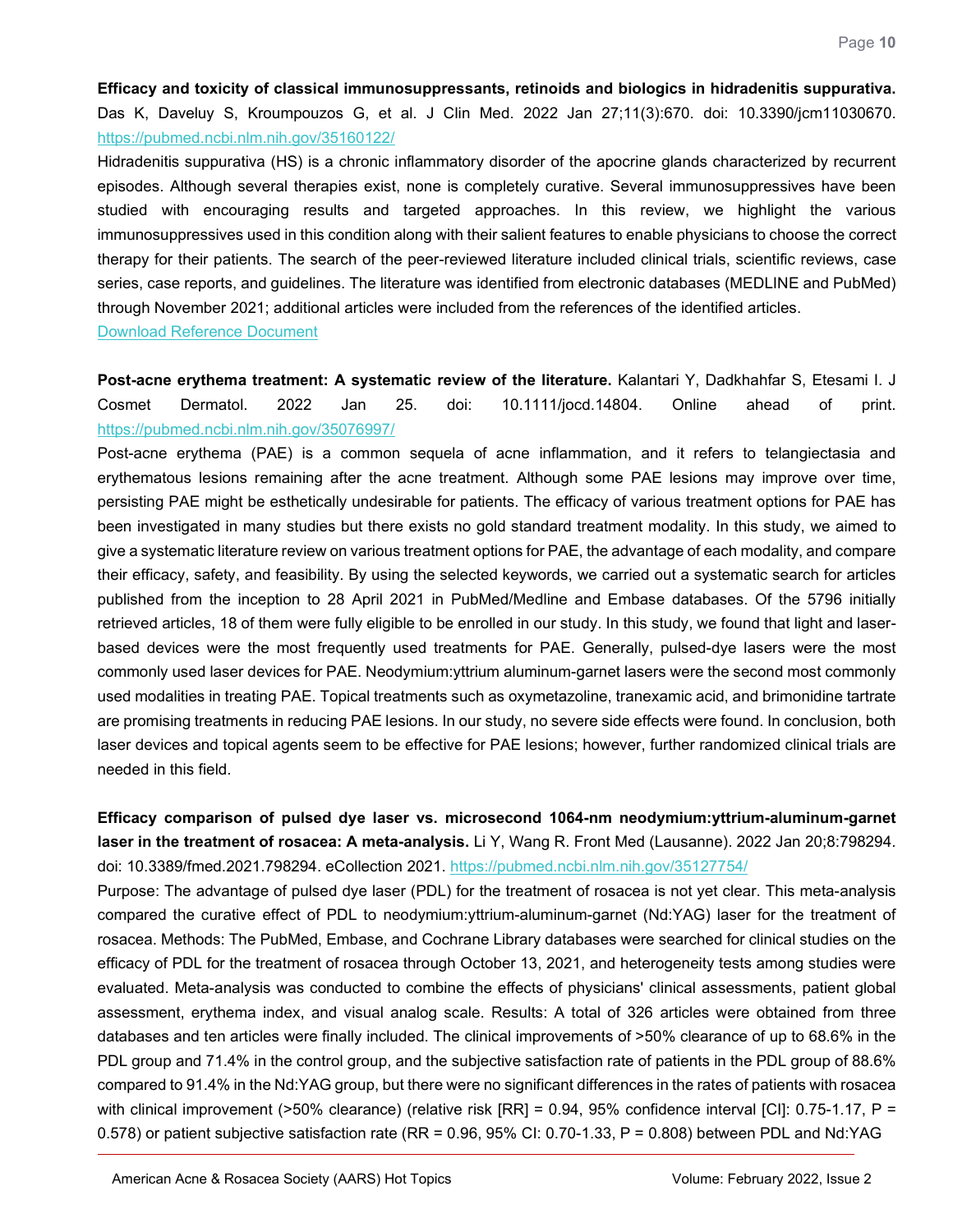**Efficacy and toxicity of classical immunosuppressants, retinoids and biologics in hidradenitis suppurativa.** Das K, Daveluy S, Kroumpouzos G, et al. J Clin Med. 2022 Jan 27;11(3):670. doi: 10.3390/jcm11030670. https://pubmed.ncbi.nlm.nih.gov/35160122/

Hidradenitis suppurativa (HS) is a chronic inflammatory disorder of the apocrine glands characterized by recurrent episodes. Although several therapies exist, none is completely curative. Several immunosuppressives have been studied with encouraging results and targeted approaches. In this review, we highlight the various immunosuppressives used in this condition along with their salient features to enable physicians to choose the correct therapy for their patients. The search of the peer-reviewed literature included clinical trials, scientific reviews, case series, case reports, and guidelines. The literature was identified from electronic databases (MEDLINE and PubMed) through November 2021; additional articles were included from the references of the identified articles.

Download Reference Document

**Post-acne erythema treatment: A systematic review of the literature.** Kalantari Y, Dadkhahfar S, Etesami I. J Cosmet Dermatol. 2022 Jan 25. doi: 10.1111/jocd.14804. Online ahead of print. https://pubmed.ncbi.nlm.nih.gov/35076997/

Post-acne erythema (PAE) is a common sequela of acne inflammation, and it refers to telangiectasia and erythematous lesions remaining after the acne treatment. Although some PAE lesions may improve over time, persisting PAE might be esthetically undesirable for patients. The efficacy of various treatment options for PAE has been investigated in many studies but there exists no gold standard treatment modality. In this study, we aimed to give a systematic literature review on various treatment options for PAE, the advantage of each modality, and compare their efficacy, safety, and feasibility. By using the selected keywords, we carried out a systematic search for articles published from the inception to 28 April 2021 in PubMed/Medline and Embase databases. Of the 5796 initially retrieved articles, 18 of them were fully eligible to be enrolled in our study. In this study, we found that light and laser-based devices were the most frequently used treatments for PAE. Generally, pulsed-dye lasers were the most commonly used laser devices for PAE. Neodymium:yttrium aluminum-garnet lasers were the second most commonly used modalities in treating PAE. Topical treatments such as oxymetazoline, tranexamic acid, and brimonidine tartrate are promising treatments in reducing PAE lesions. In our study, no severe side effects were found. In conclusion, both laser devices and topical agents seem to be effective for PAE lesions; however, further randomized clinical trials are needed in this field.

**Efficacy comparison of pulsed dye laser vs. microsecond 1064-nm neodymium:yttrium-aluminum-garnet laser in the treatment of rosacea: A meta-analysis.** Li Y, Wang R. Front Med (Lausanne). 2022 Jan 20;8:798294. doi: 10.3389/fmed.2021.798294. eCollection 2021. https://pubmed.ncbi.nlm.nih.gov/35127754/

Purpose: The advantage of pulsed dye laser (PDL) for the treatment of rosacea is not yet clear. This meta-analysis compared the curative effect of PDL to neodymium:yttrium-aluminum-garnet (Nd:YAG) laser for the treatment of rosacea. Methods: The PubMed, Embase, and Cochrane Library databases were searched for clinical studies on the efficacy of PDL for the treatment of rosacea through October 13, 2021, and heterogeneity tests among studies were evaluated. Meta-analysis was conducted to combine the effects of physicians' clinical assessments, patient global assessment, erythema index, and visual analog scale. Results: A total of 326 articles were obtained from three databases and ten articles were finally included. The clinical improvements of >50% clearance of up to 68.6% in the PDL group and 71.4% in the control group, and the subjective satisfaction rate of patients in the PDL group of 88.6% compared to 91.4% in the Nd:YAG group, but there were no significant differences in the rates of patients with rosacea with clinical improvement (>50% clearance) (relative risk [RR] = 0.94, 95% confidence interval [CI]: 0.75-1.17, P = 0.578) or patient subjective satisfaction rate (RR = 0.96, 95% CI: 0.70-1.33, P = 0.808) between PDL and Nd:YAG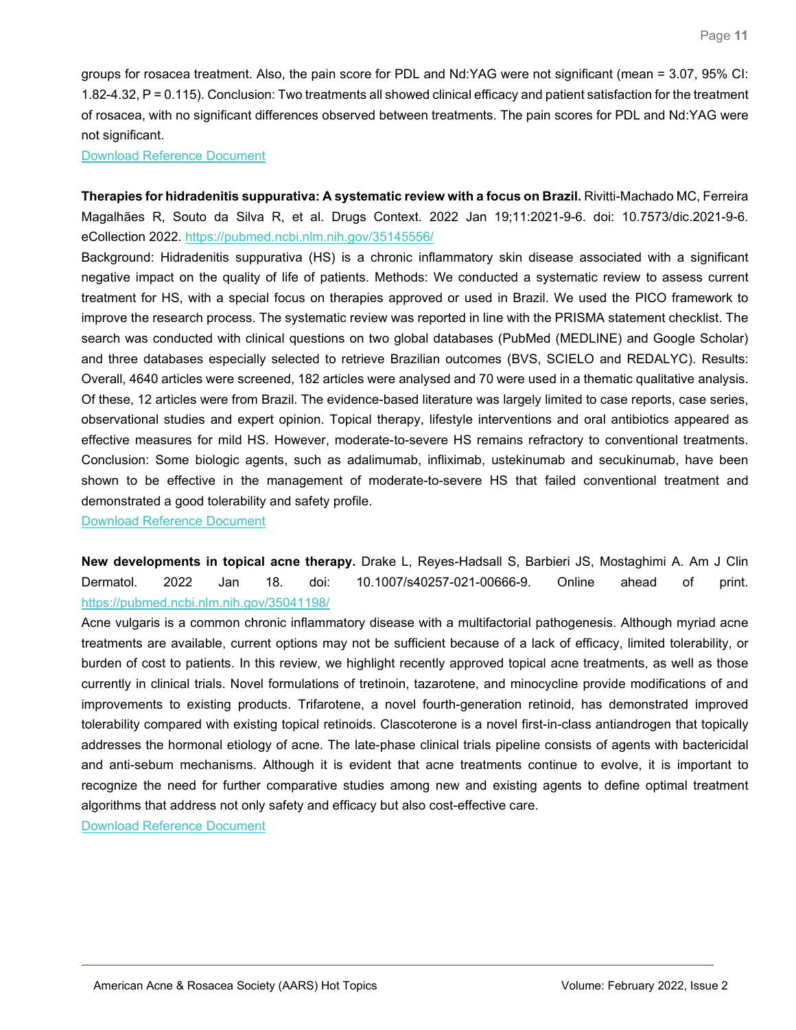groups for rosacea treatment. Also, the pain score for PDL and Nd:YAG were not significant (mean = 3.07, 95% CI: 1.82-4.32, P = 0.115). Conclusion: Two treatments all showed clinical efficacy and patient satisfaction for the treatment of rosacea, with no significant differences observed between treatments. The pain scores for PDL and Nd:YAG were not significant.

[Download Reference Document]

**Therapies for hidradenitis suppurativa: A systematic review with a focus on Brazil.** Rivitti-Machado MC, Ferreira Magalhães R, Souto da Silva R, et al. Drugs Context. 2022 Jan 19;11:2021-9-6. doi: 10.7573/dic.2021-9-6. eCollection 2022. https://pubmed.ncbi.nlm.nih.gov/35145556/

Background: Hidradenitis suppurativa (HS) is a chronic inflammatory skin disease associated with a significant negative impact on the quality of life of patients. Methods: We conducted a systematic review to assess current treatment for HS, with a special focus on therapies approved or used in Brazil. We used the PICO framework to improve the research process. The systematic review was reported in line with the PRISMA statement checklist. The search was conducted with clinical questions on two global databases (PubMed (MEDLINE) and Google Scholar) and three databases especially selected to retrieve Brazilian outcomes (BVS, SCIELO and REDALYC). Results: Overall, 4640 articles were screened, 182 articles were analysed and 70 were used in a thematic qualitative analysis. Of these, 12 articles were from Brazil. The evidence-based literature was largely limited to case reports, case series, observational studies and expert opinion. Topical therapy, lifestyle interventions and oral antibiotics appeared as effective measures for mild HS. However, moderate-to-severe HS remains refractory to conventional treatments. Conclusion: Some biologic agents, such as adalimumab, infliximab, ustekinumab and secukinumab, have been shown to be effective in the management of moderate-to-severe HS that failed conventional treatment and demonstrated a good tolerability and safety profile.

[Download Reference Document]

**New developments in topical acne therapy.** Drake L, Reyes-Hadsall S, Barbieri JS, Mostaghimi A. Am J Clin Dermatol. 2022 Jan 18. doi: 10.1007/s40257-021-00666-9. Online ahead of print. https://pubmed.ncbi.nlm.nih.gov/35041198/

Acne vulgaris is a common chronic inflammatory disease with a multifactorial pathogenesis. Although myriad acne treatments are available, current options may not be sufficient because of a lack of efficacy, limited tolerability, or burden of cost to patients. In this review, we highlight recently approved topical acne treatments, as well as those currently in clinical trials. Novel formulations of tretinoin, tazarotene, and minocycline provide modifications of and improvements to existing products. Trifarotene, a novel fourth-generation retinoid, has demonstrated improved tolerability compared with existing topical retinoids. Clascoterone is a novel first-in-class antiandrogen that topically addresses the hormonal etiology of acne. The late-phase clinical trials pipeline consists of agents with bactericidal and anti-sebum mechanisms. Although it is evident that acne treatments continue to evolve, it is important to recognize the need for further comparative studies among new and existing agents to define optimal treatment algorithms that address not only safety and efficacy but also cost-effective care.

[Download Reference Document]